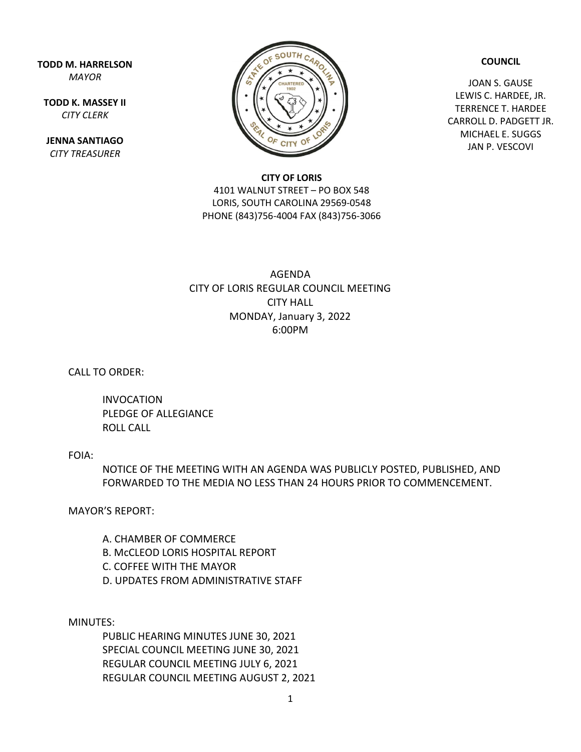**TODD M. HARRELSON**
*MAYOR*

**TODD K. MASSEY II**
*CITY CLERK*

**JENNA SANTIAGO**
*CITY TREASURER*

**COUNCIL**

JOAN S. GAUSE
LEWIS C. HARDEE, JR.
TERRENCE T. HARDEE
CARROLL D. PADGETT JR.
MICHAEL E. SUGGS
JAN P. VESCOVI

**CITY OF LORIS**
4101 WALNUT STREET – PO BOX 548
LORIS, SOUTH CAROLINA 29569-0548
PHONE (843)756-4004 FAX (843)756-3066

AGENDA
CITY OF LORIS REGULAR COUNCIL MEETING
CITY HALL
MONDAY, January 3, 2022
6:00PM

CALL TO ORDER:

INVOCATION
PLEDGE OF ALLEGIANCE
ROLL CALL

FOIA:

NOTICE OF THE MEETING WITH AN AGENDA WAS PUBLICLY POSTED, PUBLISHED, AND FORWARDED TO THE MEDIA NO LESS THAN 24 HOURS PRIOR TO COMMENCEMENT.

MAYOR'S REPORT:

A. CHAMBER OF COMMERCE
B. McCLEOD LORIS HOSPITAL REPORT
C. COFFEE WITH THE MAYOR
D. UPDATES FROM ADMINISTRATIVE STAFF

MINUTES:

PUBLIC HEARING MINUTES JUNE 30, 2021
SPECIAL COUNCIL MEETING JUNE 30, 2021
REGULAR COUNCIL MEETING JULY 6, 2021
REGULAR COUNCIL MEETING AUGUST 2, 2021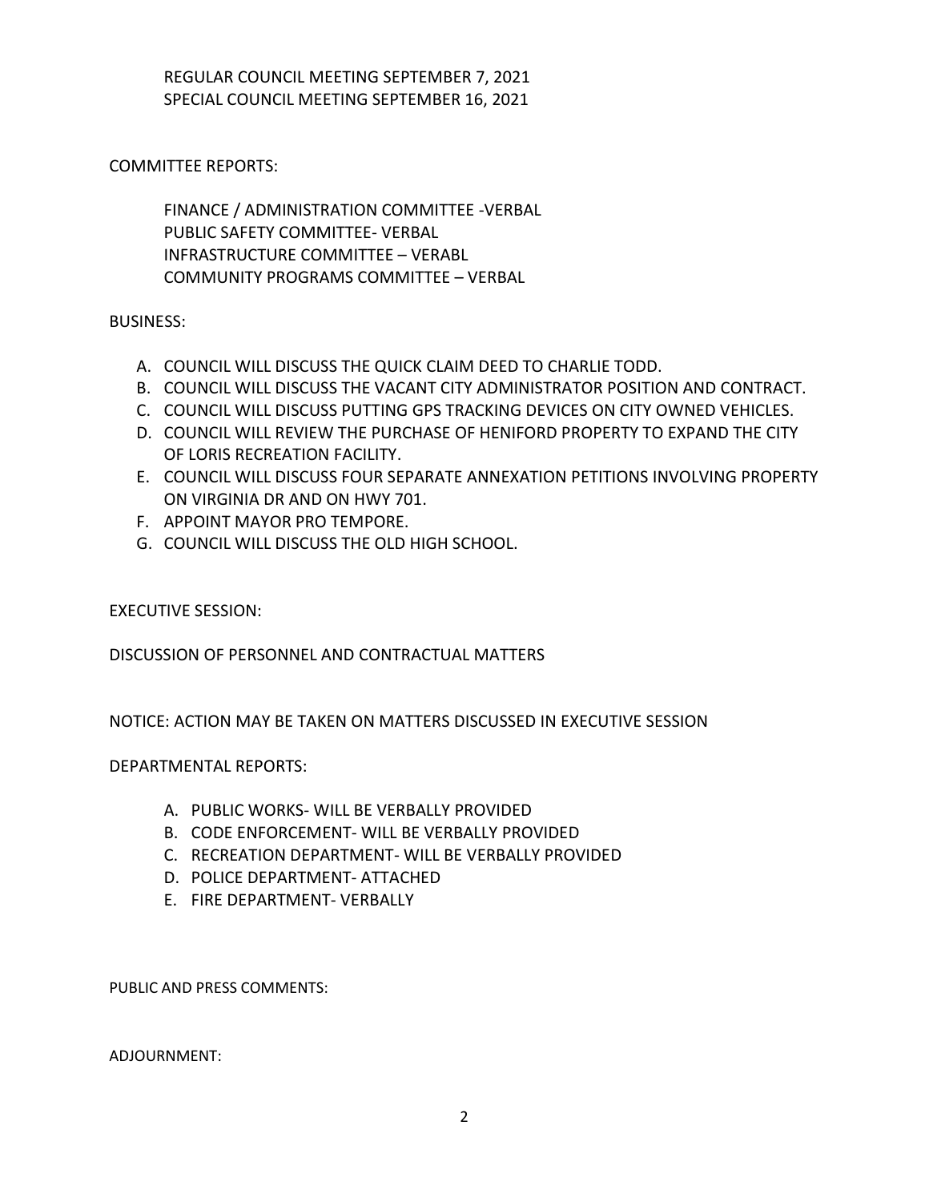REGULAR COUNCIL MEETING SEPTEMBER 7, 2021
SPECIAL COUNCIL MEETING SEPTEMBER 16, 2021

COMMITTEE REPORTS:

FINANCE / ADMINISTRATION COMMITTEE -VERBAL
PUBLIC SAFETY COMMITTEE- VERBAL
INFRASTRUCTURE COMMITTEE – VERABL
COMMUNITY PROGRAMS COMMITTEE – VERBAL

BUSINESS:

A. COUNCIL WILL DISCUSS THE QUICK CLAIM DEED TO CHARLIE TODD.
B. COUNCIL WILL DISCUSS THE VACANT CITY ADMINISTRATOR POSITION AND CONTRACT.
C. COUNCIL WILL DISCUSS PUTTING GPS TRACKING DEVICES ON CITY OWNED VEHICLES.
D. COUNCIL WILL REVIEW THE PURCHASE OF HENIFORD PROPERTY TO EXPAND THE CITY OF LORIS RECREATION FACILITY.
E. COUNCIL WILL DISCUSS FOUR SEPARATE ANNEXATION PETITIONS INVOLVING PROPERTY ON VIRGINIA DR AND ON HWY 701.
F. APPOINT MAYOR PRO TEMPORE.
G. COUNCIL WILL DISCUSS THE OLD HIGH SCHOOL.

EXECUTIVE SESSION:

DISCUSSION OF PERSONNEL AND CONTRACTUAL MATTERS

NOTICE: ACTION MAY BE TAKEN ON MATTERS DISCUSSED IN EXECUTIVE SESSION

DEPARTMENTAL REPORTS:

A. PUBLIC WORKS- WILL BE VERBALLY PROVIDED
B. CODE ENFORCEMENT- WILL BE VERBALLY PROVIDED
C. RECREATION DEPARTMENT- WILL BE VERBALLY PROVIDED
D. POLICE DEPARTMENT- ATTACHED
E. FIRE DEPARTMENT- VERBALLY

PUBLIC AND PRESS COMMENTS:

ADJOURNMENT: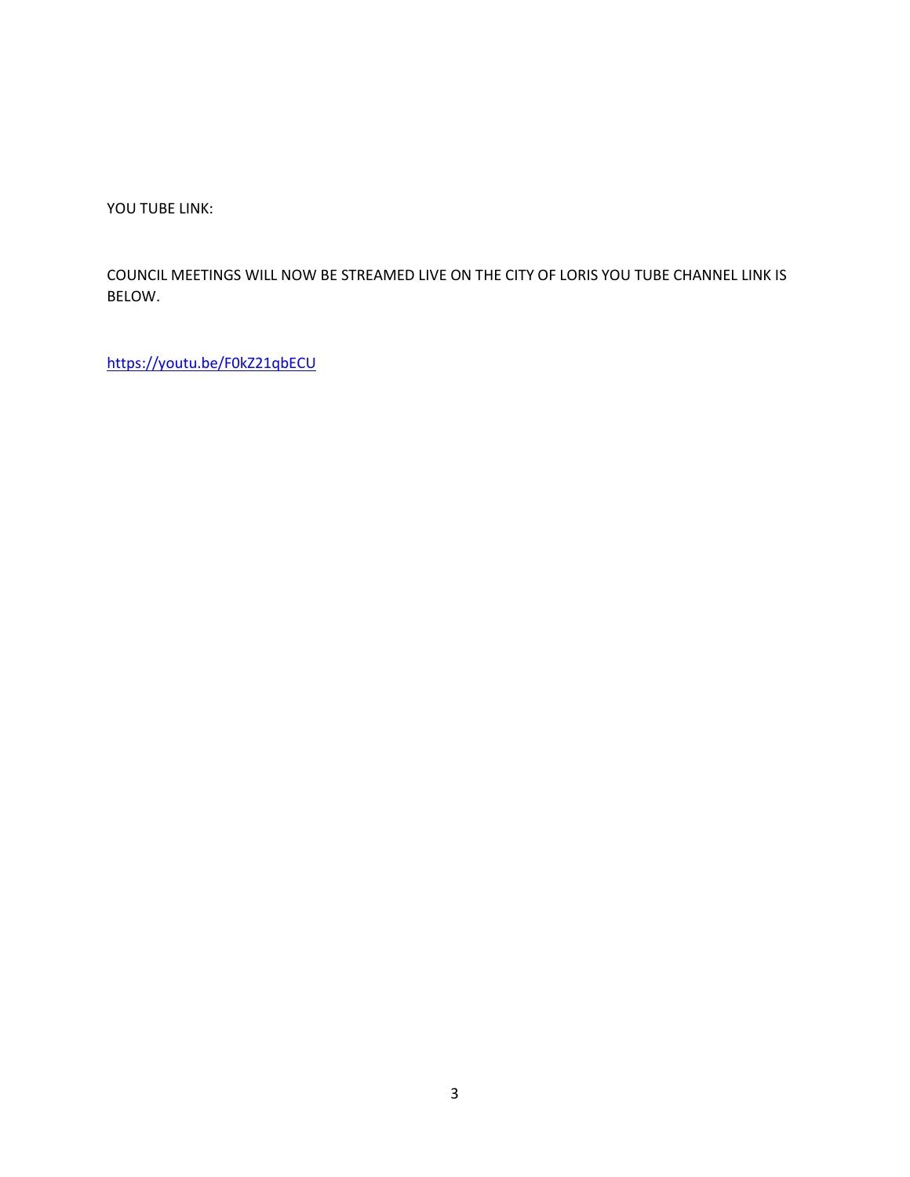YOU TUBE LINK:

COUNCIL MEETINGS WILL NOW BE STREAMED LIVE ON THE CITY OF LORIS YOU TUBE CHANNEL LINK IS BELOW.

https://youtu.be/F0kZ21qbECU